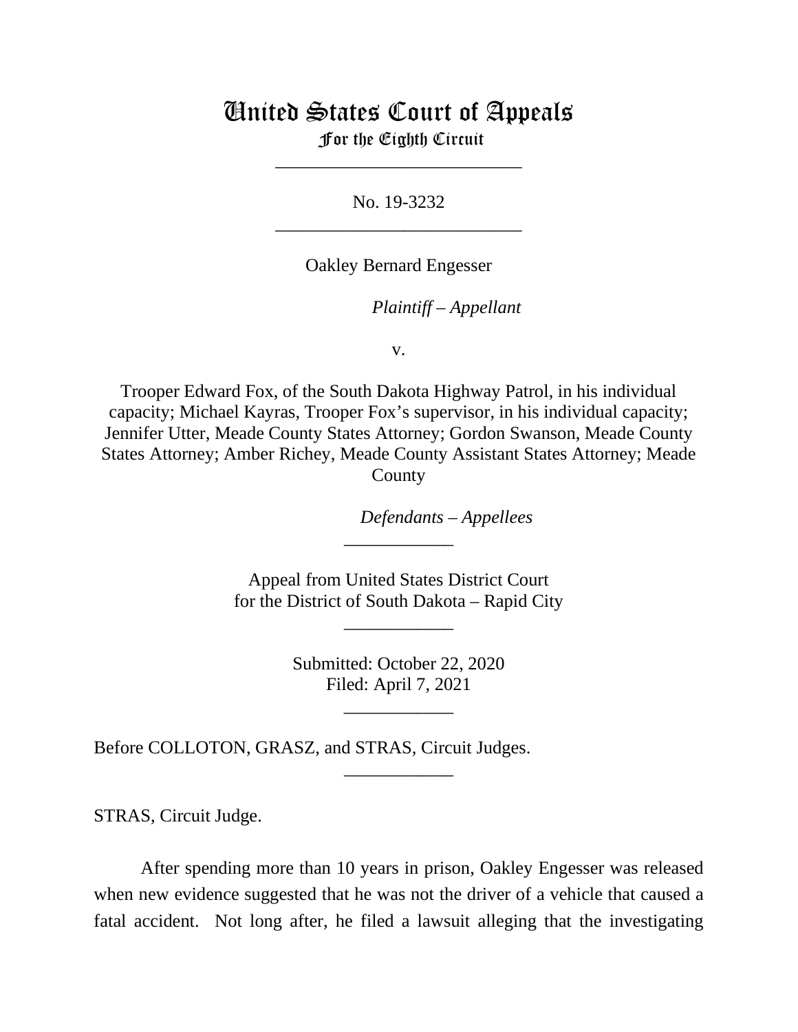# United States Court of Appeals
For the Eighth Circuit

___________________________

No. 19-3232

___________________________

Oakley Bernard Engesser

*Plaintiff – Appellant*

v.

Trooper Edward Fox, of the South Dakota Highway Patrol, in his individual capacity; Michael Kayras, Trooper Fox's supervisor, in his individual capacity; Jennifer Utter, Meade County States Attorney; Gordon Swanson, Meade County States Attorney; Amber Richey, Meade County Assistant States Attorney; Meade County

*Defendants – Appellees*

____________

Appeal from United States District Court
for the District of South Dakota – Rapid City

____________

Submitted: October 22, 2020
Filed: April 7, 2021

____________

Before COLLOTON, GRASZ, and STRAS, Circuit Judges.

____________

STRAS, Circuit Judge.

After spending more than 10 years in prison, Oakley Engesser was released when new evidence suggested that he was not the driver of a vehicle that caused a fatal accident. Not long after, he filed a lawsuit alleging that the investigating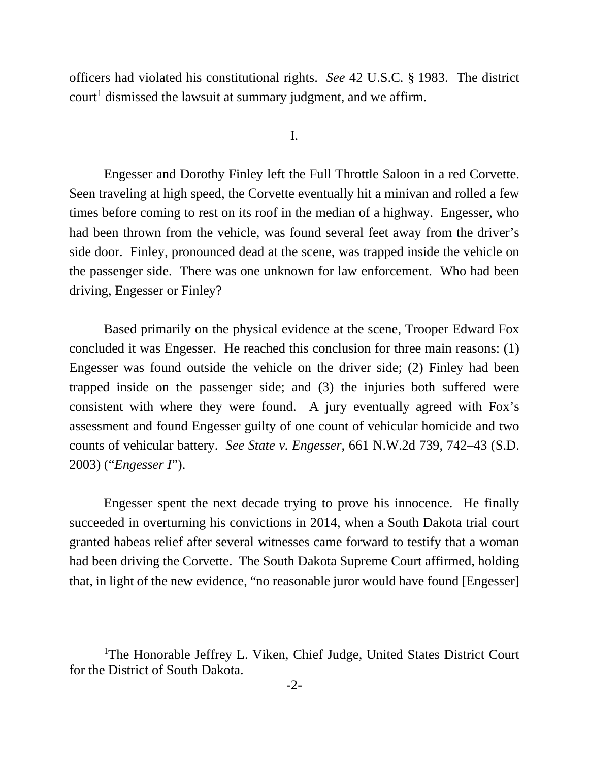officers had violated his constitutional rights. *See* 42 U.S.C. § 1983. The district court[1] dismissed the lawsuit at summary judgment, and we affirm.

I.

Engesser and Dorothy Finley left the Full Throttle Saloon in a red Corvette. Seen traveling at high speed, the Corvette eventually hit a minivan and rolled a few times before coming to rest on its roof in the median of a highway. Engesser, who had been thrown from the vehicle, was found several feet away from the driver's side door. Finley, pronounced dead at the scene, was trapped inside the vehicle on the passenger side. There was one unknown for law enforcement. Who had been driving, Engesser or Finley?

Based primarily on the physical evidence at the scene, Trooper Edward Fox concluded it was Engesser. He reached this conclusion for three main reasons: (1) Engesser was found outside the vehicle on the driver side; (2) Finley had been trapped inside on the passenger side; and (3) the injuries both suffered were consistent with where they were found. A jury eventually agreed with Fox's assessment and found Engesser guilty of one count of vehicular homicide and two counts of vehicular battery. *See State v. Engesser*, 661 N.W.2d 739, 742–43 (S.D. 2003) ("*Engesser I*").

Engesser spent the next decade trying to prove his innocence. He finally succeeded in overturning his convictions in 2014, when a South Dakota trial court granted habeas relief after several witnesses came forward to testify that a woman had been driving the Corvette. The South Dakota Supreme Court affirmed, holding that, in light of the new evidence, "no reasonable juror would have found [Engesser]

---

[1]The Honorable Jeffrey L. Viken, Chief Judge, United States District Court for the District of South Dakota.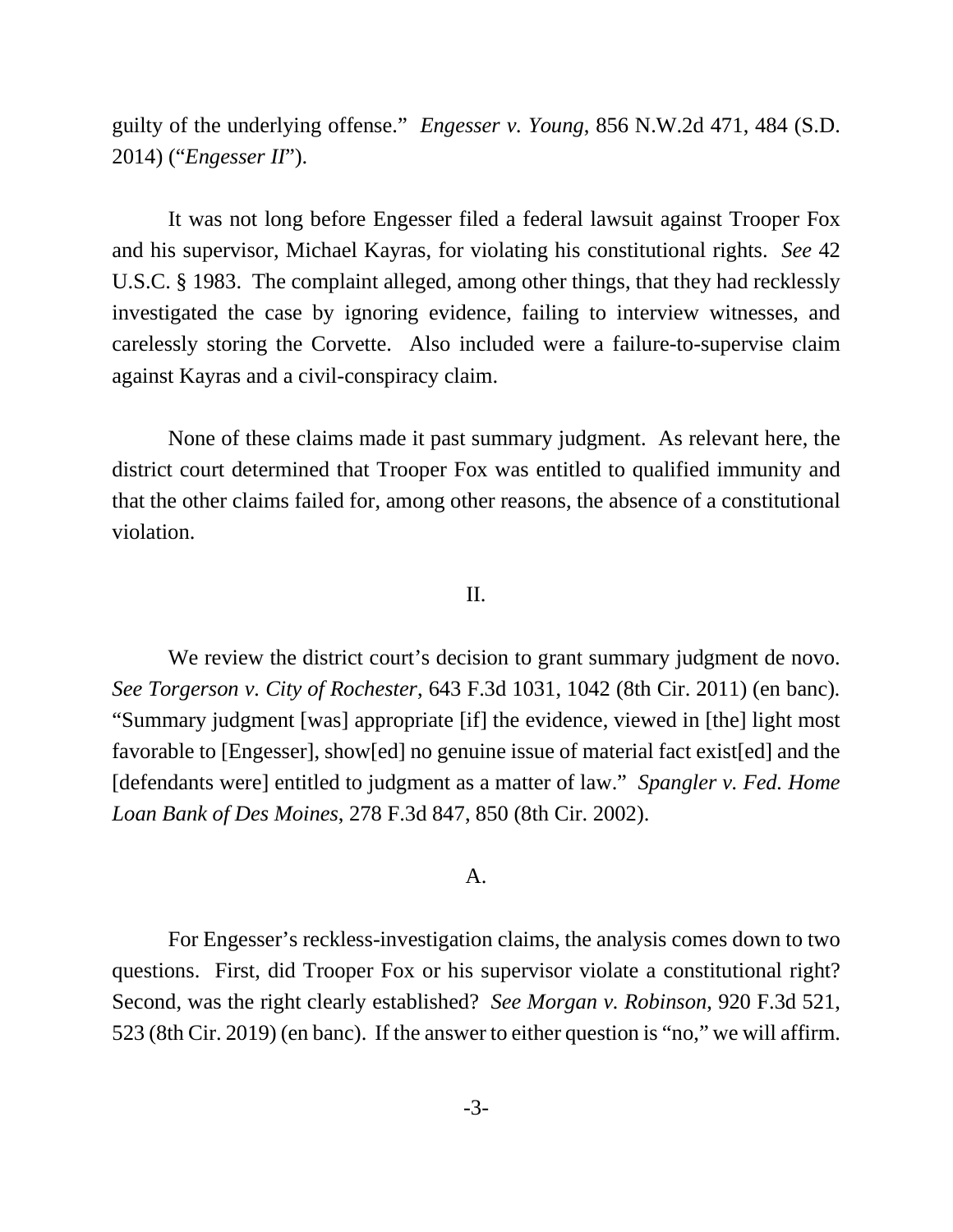guilty of the underlying offense." *Engesser v. Young*, 856 N.W.2d 471, 484 (S.D. 2014) ("*Engesser II*").

It was not long before Engesser filed a federal lawsuit against Trooper Fox and his supervisor, Michael Kayras, for violating his constitutional rights. *See* 42 U.S.C. § 1983. The complaint alleged, among other things, that they had recklessly investigated the case by ignoring evidence, failing to interview witnesses, and carelessly storing the Corvette. Also included were a failure-to-supervise claim against Kayras and a civil-conspiracy claim.

None of these claims made it past summary judgment. As relevant here, the district court determined that Trooper Fox was entitled to qualified immunity and that the other claims failed for, among other reasons, the absence of a constitutional violation.

## II.

We review the district court's decision to grant summary judgment de novo. *See Torgerson v. City of Rochester*, 643 F.3d 1031, 1042 (8th Cir. 2011) (en banc). "Summary judgment [was] appropriate [if] the evidence, viewed in [the] light most favorable to [Engesser], show[ed] no genuine issue of material fact exist[ed] and the [defendants were] entitled to judgment as a matter of law." *Spangler v. Fed. Home Loan Bank of Des Moines*, 278 F.3d 847, 850 (8th Cir. 2002).

### A.

For Engesser's reckless-investigation claims, the analysis comes down to two questions. First, did Trooper Fox or his supervisor violate a constitutional right? Second, was the right clearly established? *See Morgan v. Robinson*, 920 F.3d 521, 523 (8th Cir. 2019) (en banc). If the answer to either question is "no," we will affirm.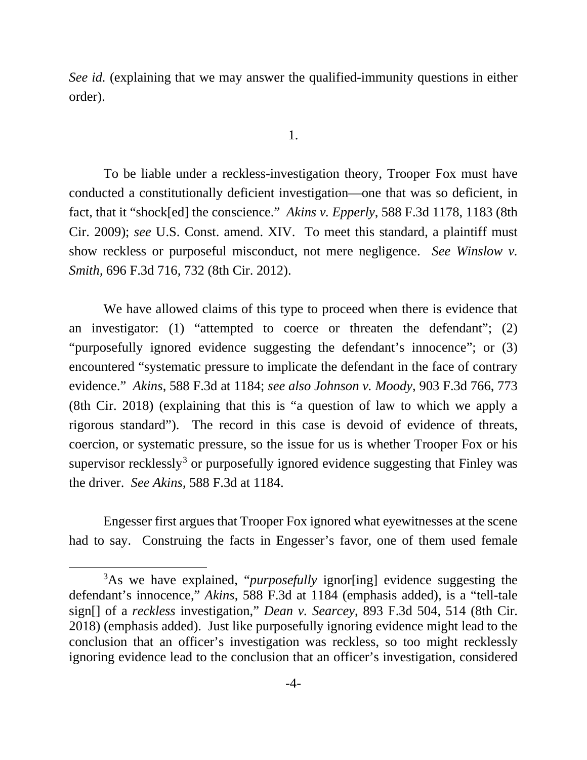*See id.* (explaining that we may answer the qualified-immunity questions in either order).

1.

To be liable under a reckless-investigation theory, Trooper Fox must have conducted a constitutionally deficient investigation—one that was so deficient, in fact, that it "shock[ed] the conscience." *Akins v. Epperly*, 588 F.3d 1178, 1183 (8th Cir. 2009); *see* U.S. Const. amend. XIV. To meet this standard, a plaintiff must show reckless or purposeful misconduct, not mere negligence. *See Winslow v. Smith*, 696 F.3d 716, 732 (8th Cir. 2012).

We have allowed claims of this type to proceed when there is evidence that an investigator: (1) "attempted to coerce or threaten the defendant"; (2) "purposefully ignored evidence suggesting the defendant's innocence"; or (3) encountered "systematic pressure to implicate the defendant in the face of contrary evidence." *Akins*, 588 F.3d at 1184; *see also Johnson v. Moody*, 903 F.3d 766, 773 (8th Cir. 2018) (explaining that this is "a question of law to which we apply a rigorous standard"). The record in this case is devoid of evidence of threats, coercion, or systematic pressure, so the issue for us is whether Trooper Fox or his supervisor recklessly[3] or purposefully ignored evidence suggesting that Finley was the driver. *See Akins,* 588 F.3d at 1184.

Engesser first argues that Trooper Fox ignored what eyewitnesses at the scene had to say. Construing the facts in Engesser's favor, one of them used female

[3]As we have explained, "*purposefully* ignor[ing] evidence suggesting the defendant's innocence," *Akins*, 588 F.3d at 1184 (emphasis added), is a "tell-tale sign[] of a *reckless* investigation," *Dean v. Searcey*, 893 F.3d 504, 514 (8th Cir. 2018) (emphasis added). Just like purposefully ignoring evidence might lead to the conclusion that an officer's investigation was reckless, so too might recklessly ignoring evidence lead to the conclusion that an officer's investigation, considered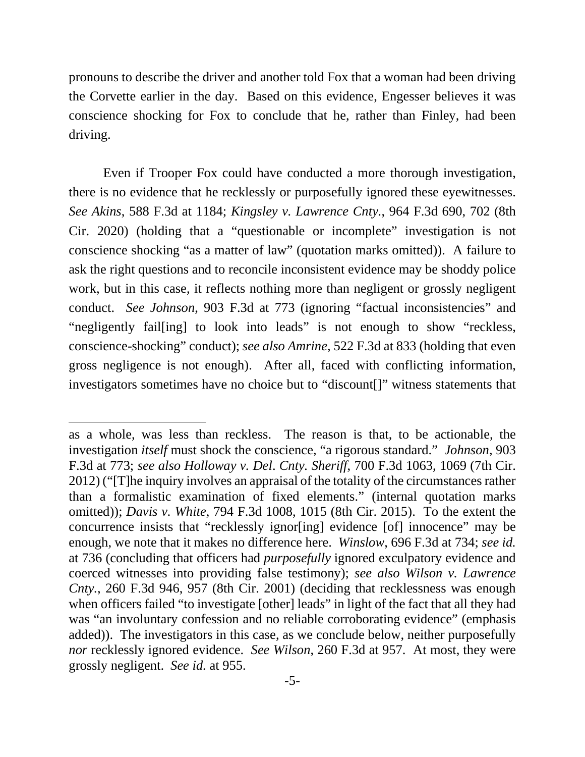pronouns to describe the driver and another told Fox that a woman had been driving the Corvette earlier in the day. Based on this evidence, Engesser believes it was conscience shocking for Fox to conclude that he, rather than Finley, had been driving.

Even if Trooper Fox could have conducted a more thorough investigation, there is no evidence that he recklessly or purposefully ignored these eyewitnesses. *See Akins*, 588 F.3d at 1184; *Kingsley v. Lawrence Cnty.*, 964 F.3d 690, 702 (8th Cir. 2020) (holding that a "questionable or incomplete" investigation is not conscience shocking "as a matter of law" (quotation marks omitted)). A failure to ask the right questions and to reconcile inconsistent evidence may be shoddy police work, but in this case, it reflects nothing more than negligent or grossly negligent conduct. *See Johnson*, 903 F.3d at 773 (ignoring "factual inconsistencies" and "negligently fail[ing] to look into leads" is not enough to show "reckless, conscience-shocking" conduct); *see also Amrine*, 522 F.3d at 833 (holding that even gross negligence is not enough). After all, faced with conflicting information, investigators sometimes have no choice but to "discount[]" witness statements that

---

as a whole, was less than reckless. The reason is that, to be actionable, the investigation *itself* must shock the conscience, "a rigorous standard." *Johnson*, 903 F.3d at 773; *see also Holloway v. Del. Cnty. Sheriff*, 700 F.3d 1063, 1069 (7th Cir. 2012) ("[T]he inquiry involves an appraisal of the totality of the circumstances rather than a formalistic examination of fixed elements." (internal quotation marks omitted)); *Davis v. White*, 794 F.3d 1008, 1015 (8th Cir. 2015). To the extent the concurrence insists that "recklessly ignor[ing] evidence [of] innocence" may be enough, we note that it makes no difference here. *Winslow*, 696 F.3d at 734; *see id.* at 736 (concluding that officers had *purposefully* ignored exculpatory evidence and coerced witnesses into providing false testimony); *see also Wilson v. Lawrence Cnty.*, 260 F.3d 946, 957 (8th Cir. 2001) (deciding that recklessness was enough when officers failed "to investigate [other] lead*s*" in light of the fact that all they had was "an involuntary confession and no reliable corroborating evidence" (emphasis added)). The investigators in this case, as we conclude below, neither purposefully *nor* recklessly ignored evidence. *See Wilson*, 260 F.3d at 957. At most, they were grossly negligent. *See id.* at 955.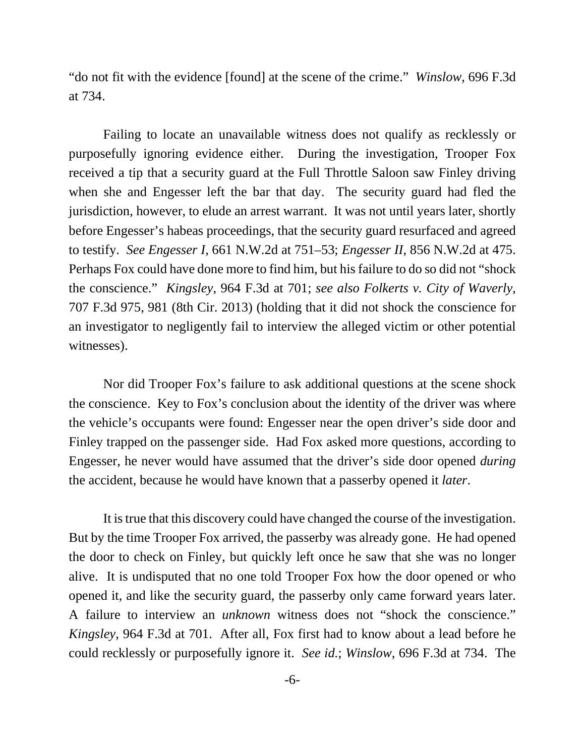"do not fit with the evidence [found] at the scene of the crime." *Winslow*, 696 F.3d at 734.

Failing to locate an unavailable witness does not qualify as recklessly or purposefully ignoring evidence either. During the investigation, Trooper Fox received a tip that a security guard at the Full Throttle Saloon saw Finley driving when she and Engesser left the bar that day. The security guard had fled the jurisdiction, however, to elude an arrest warrant. It was not until years later, shortly before Engesser's habeas proceedings, that the security guard resurfaced and agreed to testify. *See Engesser I*, 661 N.W.2d at 751–53; *Engesser II*, 856 N.W.2d at 475. Perhaps Fox could have done more to find him, but his failure to do so did not "shock the conscience." *Kingsley*, 964 F.3d at 701; *see also Folkerts v. City of Waverly*, 707 F.3d 975, 981 (8th Cir. 2013) (holding that it did not shock the conscience for an investigator to negligently fail to interview the alleged victim or other potential witnesses).

Nor did Trooper Fox's failure to ask additional questions at the scene shock the conscience. Key to Fox's conclusion about the identity of the driver was where the vehicle's occupants were found: Engesser near the open driver's side door and Finley trapped on the passenger side. Had Fox asked more questions, according to Engesser, he never would have assumed that the driver's side door opened *during* the accident, because he would have known that a passerby opened it *later*.

It is true that this discovery could have changed the course of the investigation. But by the time Trooper Fox arrived, the passerby was already gone. He had opened the door to check on Finley, but quickly left once he saw that she was no longer alive. It is undisputed that no one told Trooper Fox how the door opened or who opened it, and like the security guard, the passerby only came forward years later. A failure to interview an *unknown* witness does not "shock the conscience." *Kingsley*, 964 F.3d at 701. After all, Fox first had to know about a lead before he could recklessly or purposefully ignore it. *See id.*; *Winslow*, 696 F.3d at 734. The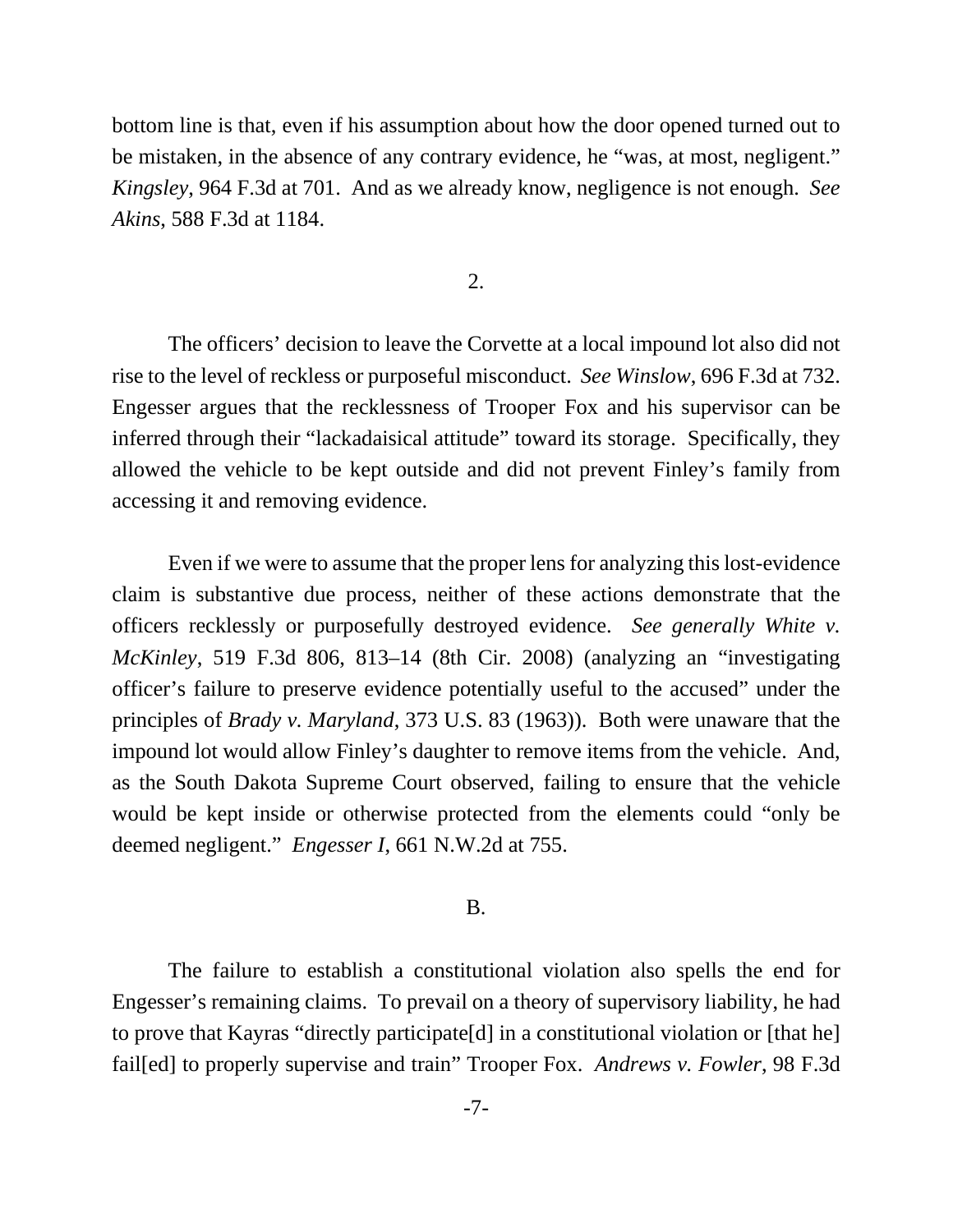bottom line is that, even if his assumption about how the door opened turned out to be mistaken, in the absence of any contrary evidence, he "was, at most, negligent." *Kingsley*, 964 F.3d at 701. And as we already know, negligence is not enough. *See Akins*, 588 F.3d at 1184.

2.

The officers' decision to leave the Corvette at a local impound lot also did not rise to the level of reckless or purposeful misconduct. *See Winslow*, 696 F.3d at 732. Engesser argues that the recklessness of Trooper Fox and his supervisor can be inferred through their "lackadaisical attitude" toward its storage. Specifically, they allowed the vehicle to be kept outside and did not prevent Finley's family from accessing it and removing evidence.

Even if we were to assume that the proper lens for analyzing this lost-evidence claim is substantive due process, neither of these actions demonstrate that the officers recklessly or purposefully destroyed evidence. *See generally White v. McKinley*, 519 F.3d 806, 813–14 (8th Cir. 2008) (analyzing an "investigating officer's failure to preserve evidence potentially useful to the accused" under the principles of *Brady v. Maryland*, 373 U.S. 83 (1963)). Both were unaware that the impound lot would allow Finley's daughter to remove items from the vehicle. And, as the South Dakota Supreme Court observed, failing to ensure that the vehicle would be kept inside or otherwise protected from the elements could "only be deemed negligent." *Engesser I*, 661 N.W.2d at 755.

B.

The failure to establish a constitutional violation also spells the end for Engesser's remaining claims. To prevail on a theory of supervisory liability, he had to prove that Kayras "directly participate[d] in a constitutional violation or [that he] fail[ed] to properly supervise and train" Trooper Fox. *Andrews v. Fowler*, 98 F.3d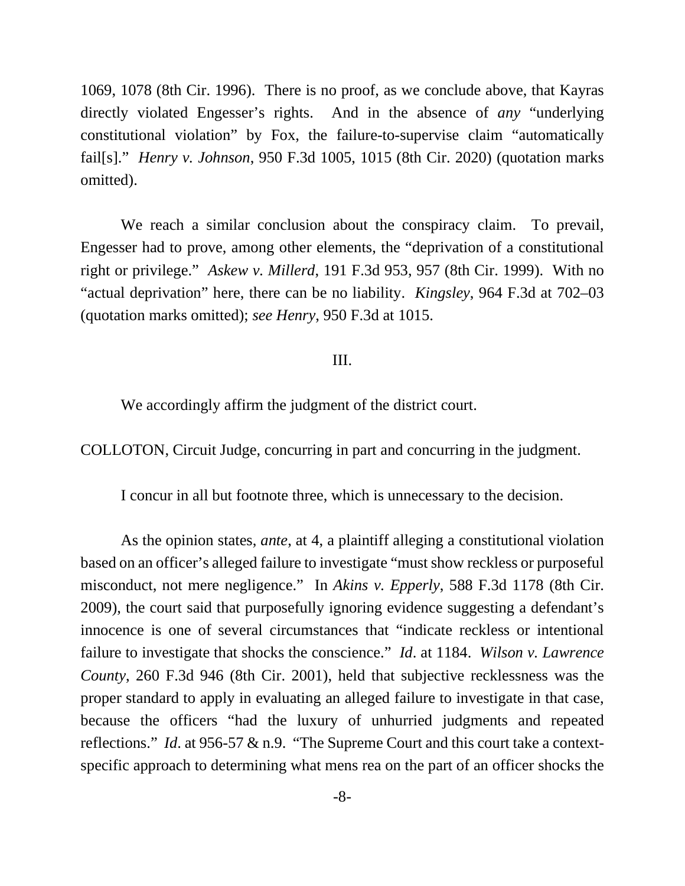1069, 1078 (8th Cir. 1996). There is no proof, as we conclude above, that Kayras directly violated Engesser's rights. And in the absence of *any* "underlying constitutional violation" by Fox, the failure-to-supervise claim "automatically fail[s]." *Henry v. Johnson*, 950 F.3d 1005, 1015 (8th Cir. 2020) (quotation marks omitted).

We reach a similar conclusion about the conspiracy claim. To prevail, Engesser had to prove, among other elements, the "deprivation of a constitutional right or privilege." *Askew v. Millerd*, 191 F.3d 953, 957 (8th Cir. 1999). With no "actual deprivation" here, there can be no liability. *Kingsley*, 964 F.3d at 702–03 (quotation marks omitted); *see Henry*, 950 F.3d at 1015.

III.

We accordingly affirm the judgment of the district court.

COLLOTON, Circuit Judge, concurring in part and concurring in the judgment.

I concur in all but footnote three, which is unnecessary to the decision.

As the opinion states, *ante*, at 4, a plaintiff alleging a constitutional violation based on an officer's alleged failure to investigate "must show reckless or purposeful misconduct, not mere negligence." In *Akins v. Epperly*, 588 F.3d 1178 (8th Cir. 2009), the court said that purposefully ignoring evidence suggesting a defendant's innocence is one of several circumstances that "indicate reckless or intentional failure to investigate that shocks the conscience." *Id*. at 1184. *Wilson v. Lawrence County*, 260 F.3d 946 (8th Cir. 2001), held that subjective recklessness was the proper standard to apply in evaluating an alleged failure to investigate in that case, because the officers "had the luxury of unhurried judgments and repeated reflections." *Id*. at 956-57 & n.9. "The Supreme Court and this court take a context-specific approach to determining what mens rea on the part of an officer shocks the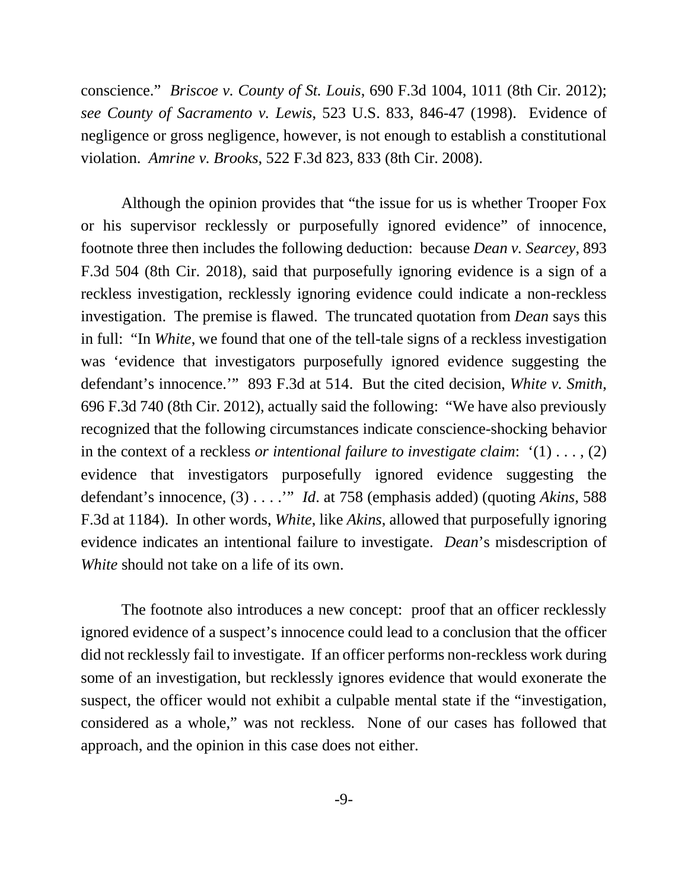conscience." *Briscoe v. County of St. Louis*, 690 F.3d 1004, 1011 (8th Cir. 2012); *see County of Sacramento v. Lewis*, 523 U.S. 833, 846-47 (1998). Evidence of negligence or gross negligence, however, is not enough to establish a constitutional violation. *Amrine v. Brooks*, 522 F.3d 823, 833 (8th Cir. 2008).

Although the opinion provides that "the issue for us is whether Trooper Fox or his supervisor recklessly or purposefully ignored evidence" of innocence, footnote three then includes the following deduction: because *Dean v. Searcey*, 893 F.3d 504 (8th Cir. 2018), said that purposefully ignoring evidence is a sign of a reckless investigation, recklessly ignoring evidence could indicate a non-reckless investigation. The premise is flawed. The truncated quotation from *Dean* says this in full: "In *White*, we found that one of the tell-tale signs of a reckless investigation was 'evidence that investigators purposefully ignored evidence suggesting the defendant's innocence.'" 893 F.3d at 514. But the cited decision, *White v. Smith*, 696 F.3d 740 (8th Cir. 2012), actually said the following: "We have also previously recognized that the following circumstances indicate conscience-shocking behavior in the context of a reckless *or intentional failure to investigate claim*: '(1) . . . , (2) evidence that investigators purposefully ignored evidence suggesting the defendant's innocence, (3) . . . .'" *Id*. at 758 (emphasis added) (quoting *Akins*, 588 F.3d at 1184). In other words, *White*, like *Akins*, allowed that purposefully ignoring evidence indicates an intentional failure to investigate. *Dean*'s misdescription of *White* should not take on a life of its own.

The footnote also introduces a new concept: proof that an officer recklessly ignored evidence of a suspect's innocence could lead to a conclusion that the officer did not recklessly fail to investigate. If an officer performs non-reckless work during some of an investigation, but recklessly ignores evidence that would exonerate the suspect, the officer would not exhibit a culpable mental state if the "investigation, considered as a whole," was not reckless. None of our cases has followed that approach, and the opinion in this case does not either.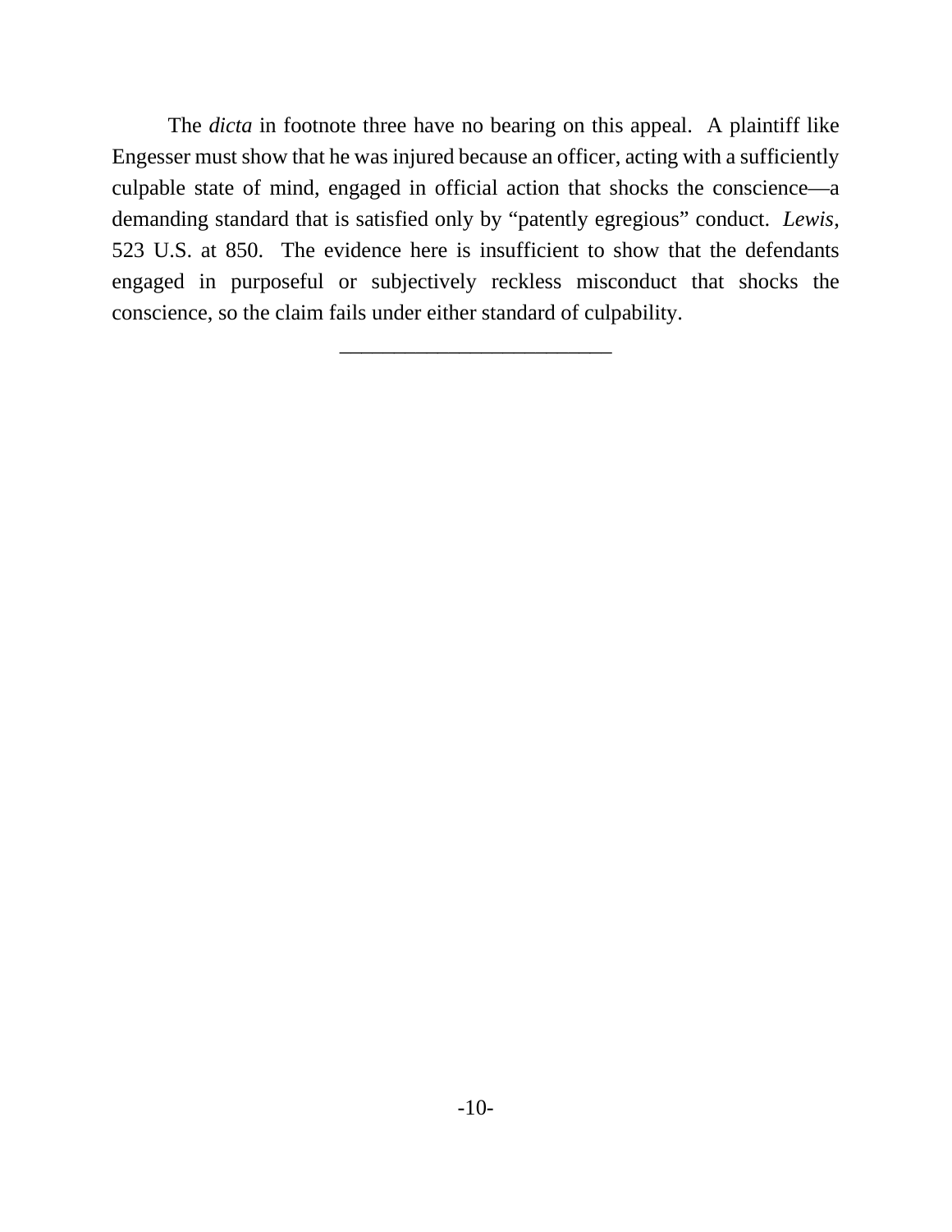The *dicta* in footnote three have no bearing on this appeal. A plaintiff like Engesser must show that he was injured because an officer, acting with a sufficiently culpable state of mind, engaged in official action that shocks the conscience—a demanding standard that is satisfied only by "patently egregious" conduct. *Lewis*, 523 U.S. at 850. The evidence here is insufficient to show that the defendants engaged in purposeful or subjectively reckless misconduct that shocks the conscience, so the claim fails under either standard of culpability.

______________________________